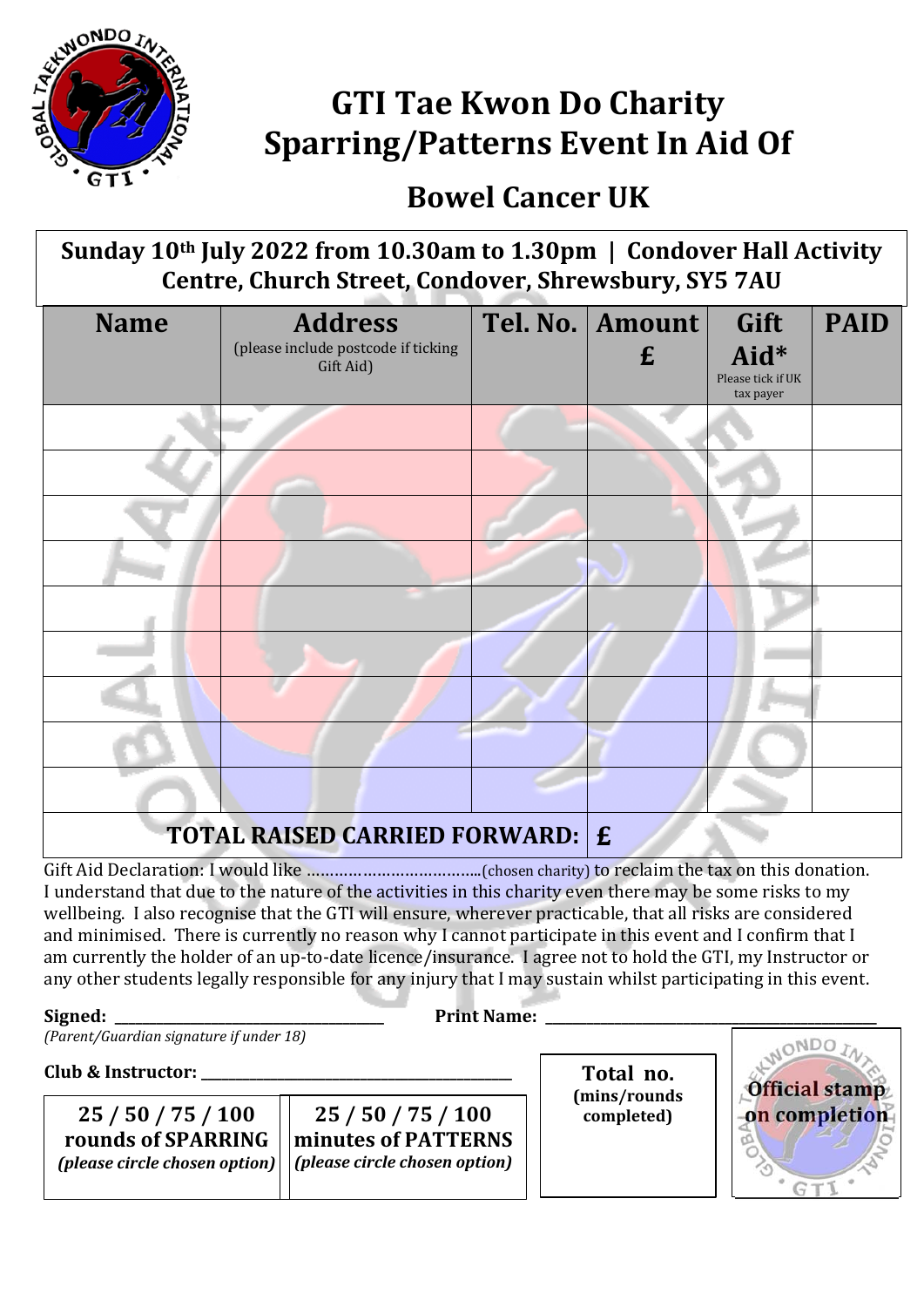# GTI Tae Kwon Do Charity Sparring/Patterns Event In Aid Of

## Bowel Cancer UK

**Sunday 10th July 2022 from 10.30am to 1.30pm | Condover Hall Activity Centre, Church Street, Condover, Shrewsbury, SY5 7AU**

| Name | Address (please include postcode if ticking Gift Aid) | Tel. No. | Amount £ | Gift Aid* Please tick if UK tax payer | PAID |
|---|---|---|---|---|---|
| | | | | | |
| | | | | | |
| | | | | | |
| | | | | | |
| | | | | | |
| | | | | | |
| | | | | | |
| | | | | | |
| | | | | | |
| **TOTAL RAISED CARRIED FORWARD:** | | | **£** | | |

Gift Aid Declaration: I would like ………………………………..(chosen charity) to reclaim the tax on this donation. I understand that due to the nature of the activities in this charity even there may be some risks to my wellbeing. I also recognise that the GTI will ensure, wherever practicable, that all risks are considered and minimised. There is currently no reason why I cannot participate in this event and I confirm that I am currently the holder of an up-to-date licence/insurance. I agree not to hold the GTI, my Instructor or any other students legally responsible for any injury that I may sustain whilst participating in this event.

**Signed:** ____________________________________ **Print Name:** ______________________________________________

*(Parent/Guardian signature if under 18)*

**Club & Instructor:** __________________________________________

**25 / 50 / 75 / 100 rounds of SPARRING** *(please circle chosen option)*

**25 / 50 / 75 / 100 minutes of PATTERNS** *(please circle chosen option)*

**Total no. (mins/rounds completed)**

**Official stamp on completion**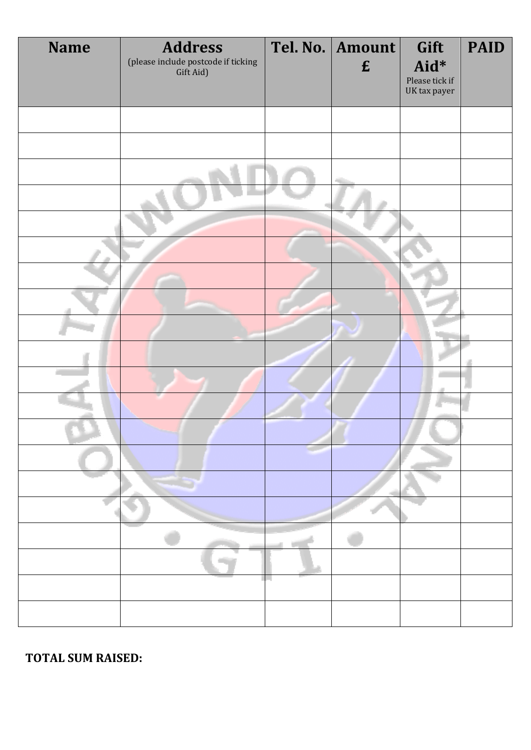| Name | Address (please include postcode if ticking Gift Aid) | Tel. No. | Amount £ | Gift Aid* Please tick if UK tax payer | PAID |
|---|---|---|---|---|---|
| | | | | | |
| | | | | | |
| | | | | | |
| | | | | | |
| | | | | | |
| | | | | | |
| | | | | | |
| | | | | | |
| | | | | | |
| | | | | | |
| | | | | | |
| | | | | | |
| | | | | | |
| | | | | | |
| | | | | | |
| | | | | | |
| | | | | | |
| | | | | | |
| | | | | | |
| | | | | | |

**TOTAL SUM RAISED:**